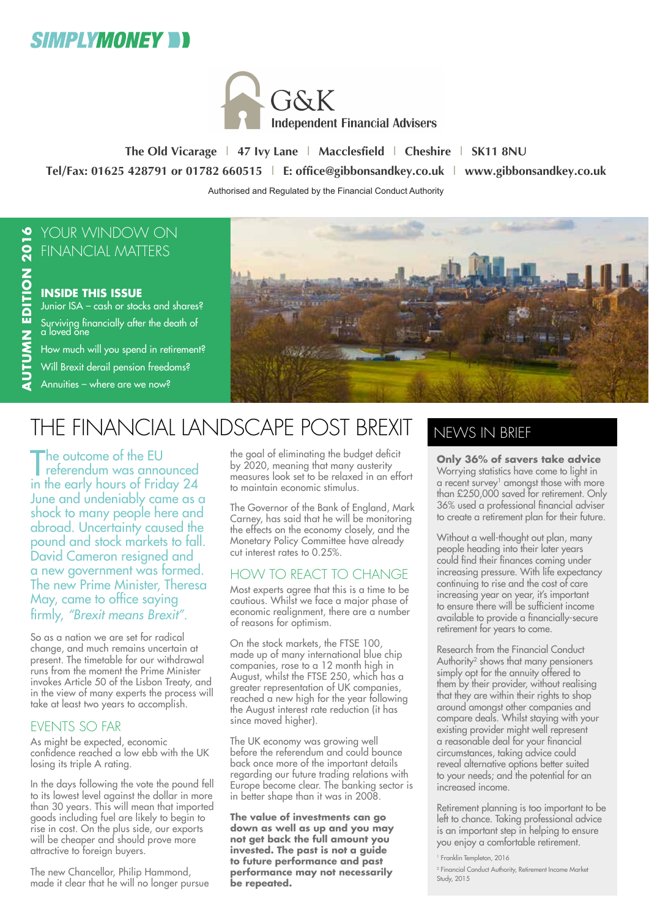SIMPLYMONEY

G&K Independent Financial Advisers

The Old Vicarage | 47 Ivy Lane | Macclesfield | Cheshire | SK11 8NU
Tel/Fax: 01625 428791 or 01782 660515 | E: office@gibbonsandkey.co.uk | www.gibbonsandkey.co.uk

Authorised and Regulated by the Financial Conduct Authority

**AUTUMN EDITION 2016**

YOUR WINDOW ON FINANCIAL MATTERS

**INSIDE THIS ISSUE**

- Junior ISA – cash or stocks and shares?
- Surviving financially after the death of a loved one
- How much will you spend in retirement?
- Will Brexit derail pension freedoms?
- Annuities – where are we now?

# THE FINANCIAL LANDSCAPE POST BREXIT

The outcome of the EU referendum was announced in the early hours of Friday 24 June and undeniably came as a shock to many people here and abroad. Uncertainty caused the pound and stock markets to fall. David Cameron resigned and a new government was formed. The new Prime Minister, Theresa May, came to office saying firmly, *"Brexit means Brexit"*.

So as a nation we are set for radical change, and much remains uncertain at present. The timetable for our withdrawal runs from the moment the Prime Minister invokes Article 50 of the Lisbon Treaty, and in the view of many experts the process will take at least two years to accomplish.

## EVENTS SO FAR

As might be expected, economic confidence reached a low ebb with the UK losing its triple A rating.

In the days following the vote the pound fell to its lowest level against the dollar in more than 30 years. This will mean that imported goods including fuel are likely to begin to rise in cost. On the plus side, our exports will be cheaper and should prove more attractive to foreign buyers.

The new Chancellor, Philip Hammond, made it clear that he will no longer pursue the goal of eliminating the budget deficit by 2020, meaning that many austerity measures look set to be relaxed in an effort to maintain economic stimulus.

The Governor of the Bank of England, Mark Carney, has said that he will be monitoring the effects on the economy closely, and the Monetary Policy Committee have already cut interest rates to 0.25%.

## HOW TO REACT TO CHANGE

Most experts agree that this is a time to be cautious. Whilst we face a major phase of economic realignment, there are a number of reasons for optimism.

On the stock markets, the FTSE 100, made up of many international blue chip companies, rose to a 12 month high in August, whilst the FTSE 250, which has a greater representation of UK companies, reached a new high for the year following the August interest rate reduction (it has since moved higher).

The UK economy was growing well before the referendum and could bounce back once more of the important details regarding our future trading relations with Europe become clear. The banking sector is in better shape than it was in 2008.

**The value of investments can go down as well as up and you may not get back the full amount you invested. The past is not a guide to future performance and past performance may not necessarily be repeated.**

# NEWS IN BRIEF

**Only 36% of savers take advice**

Worrying statistics have come to light in a recent survey[1] amongst those with more than £250,000 saved for retirement. Only 36% used a professional financial adviser to create a retirement plan for their future.

Without a well-thought out plan, many people heading into their later years could find their finances coming under increasing pressure. With life expectancy continuing to rise and the cost of care increasing year on year, it's important to ensure there will be sufficient income available to provide a financially-secure retirement for years to come.

Research from the Financial Conduct Authority[2] shows that many pensioners simply opt for the annuity offered to them by their provider, without realising that they are within their rights to shop around amongst other companies and compare deals. Whilst staying with your existing provider might well represent a reasonable deal for your financial circumstances, taking advice could reveal alternative options better suited to your needs; and the potential for an increased income.

Retirement planning is too important to be left to chance. Taking professional advice is an important step in helping to ensure you enjoy a comfortable retirement.

[1] Franklin Templeton, 2016

[2] Financial Conduct Authority, Retirement Income Market Study, 2015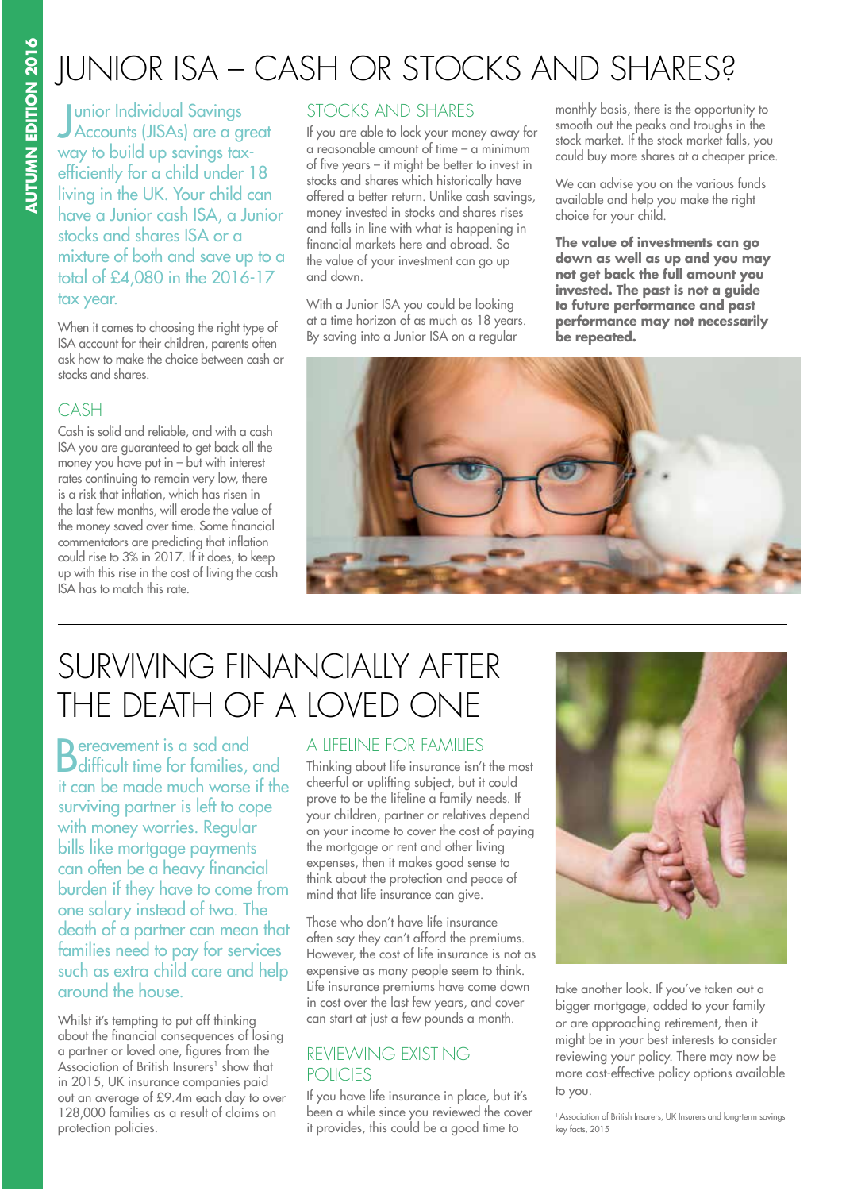# JUNIOR ISA – CASH OR STOCKS AND SHARES?

Junior Individual Savings Accounts (JISAs) are a great way to build up savings tax-efficiently for a child under 18 living in the UK. Your child can have a Junior cash ISA, a Junior stocks and shares ISA or a mixture of both and save up to a total of £4,080 in the 2016-17 tax year.

When it comes to choosing the right type of ISA account for their children, parents often ask how to make the choice between cash or stocks and shares.

## CASH

Cash is solid and reliable, and with a cash ISA you are guaranteed to get back all the money you have put in – but with interest rates continuing to remain very low, there is a risk that inflation, which has risen in the last few months, will erode the value of the money saved over time. Some financial commentators are predicting that inflation could rise to 3% in 2017. If it does, to keep up with this rise in the cost of living the cash ISA has to match this rate.

## STOCKS AND SHARES

If you are able to lock your money away for a reasonable amount of time – a minimum of five years – it might be better to invest in stocks and shares which historically have offered a better return. Unlike cash savings, money invested in stocks and shares rises and falls in line with what is happening in financial markets here and abroad. So the value of your investment can go up and down.

With a Junior ISA you could be looking at a time horizon of as much as 18 years. By saving into a Junior ISA on a regular monthly basis, there is the opportunity to smooth out the peaks and troughs in the stock market. If the stock market falls, you could buy more shares at a cheaper price.

We can advise you on the various funds available and help you make the right choice for your child.

**The value of investments can go down as well as up and you may not get back the full amount you invested. The past is not a guide to future performance and past performance may not necessarily be repeated.**

# SURVIVING FINANCIALLY AFTER THE DEATH OF A LOVED ONE

Bereavement is a sad and difficult time for families, and it can be made much worse if the surviving partner is left to cope with money worries. Regular bills like mortgage payments can often be a heavy financial burden if they have to come from one salary instead of two. The death of a partner can mean that families need to pay for services such as extra child care and help around the house.

Whilst it's tempting to put off thinking about the financial consequences of losing a partner or loved one, figures from the Association of British Insurers[1] show that in 2015, UK insurance companies paid out an average of £9.4m each day to over 128,000 families as a result of claims on protection policies.

## A LIFELINE FOR FAMILIES

Thinking about life insurance isn't the most cheerful or uplifting subject, but it could prove to be the lifeline a family needs. If your children, partner or relatives depend on your income to cover the cost of paying the mortgage or rent and other living expenses, then it makes good sense to think about the protection and peace of mind that life insurance can give.

Those who don't have life insurance often say they can't afford the premiums. However, the cost of life insurance is not as expensive as many people seem to think. Life insurance premiums have come down in cost over the last few years, and cover can start at just a few pounds a month.

## REVIEWING EXISTING POLICIES

If you have life insurance in place, but it's been a while since you reviewed the cover it provides, this could be a good time to take another look. If you've taken out a bigger mortgage, added to your family or are approaching retirement, then it might be in your best interests to consider reviewing your policy. There may now be more cost-effective policy options available to you.

[1] Association of British Insurers, UK Insurers and long-term savings key facts, 2015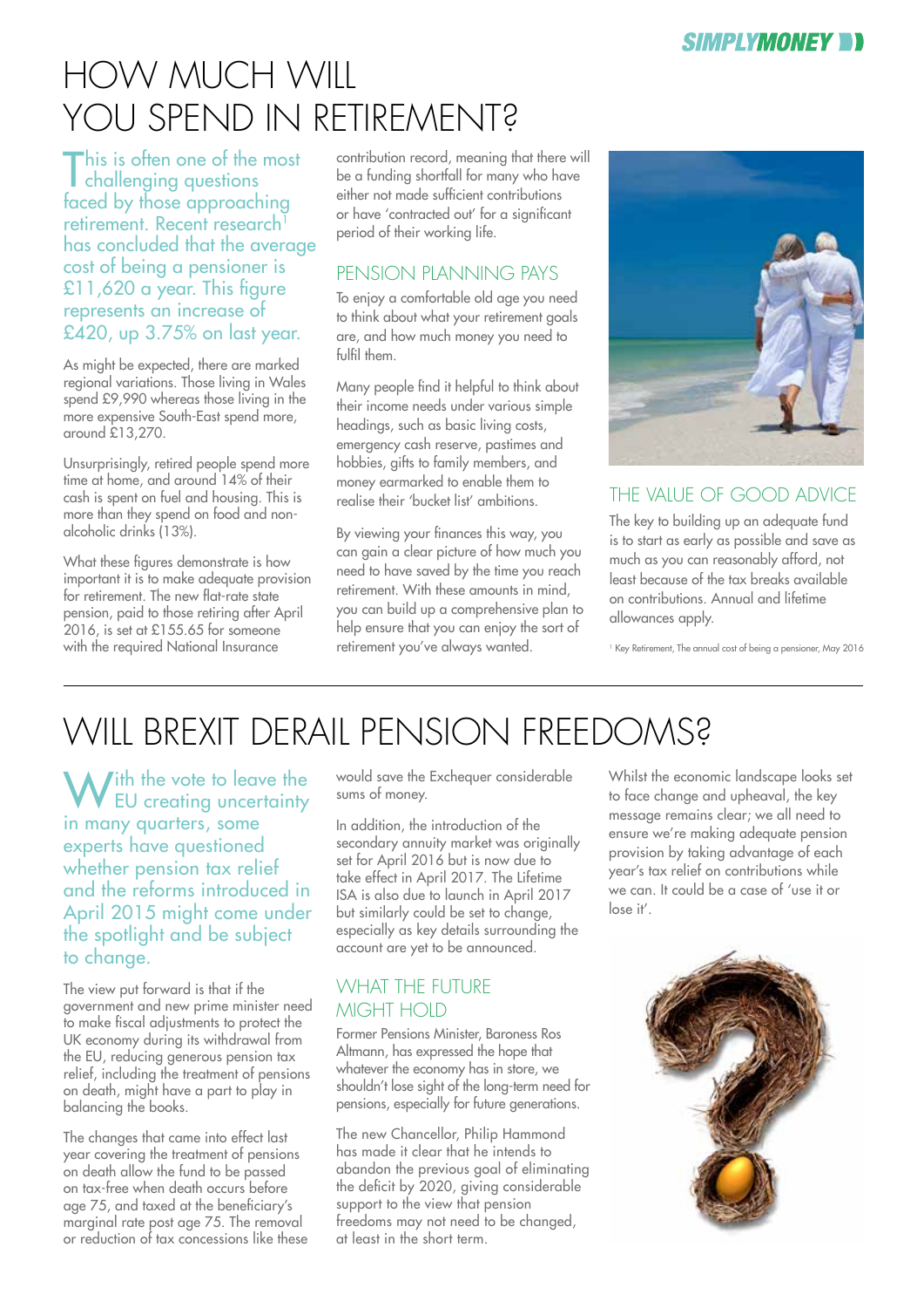# HOW MUCH WILL YOU SPEND IN RETIREMENT?

This is often one of the most challenging questions faced by those approaching retirement. Recent research[1] has concluded that the average cost of being a pensioner is £11,620 a year. This figure represents an increase of £420, up 3.75% on last year.

As might be expected, there are marked regional variations. Those living in Wales spend £9,990 whereas those living in the more expensive South-East spend more, around £13,270.

Unsurprisingly, retired people spend more time at home, and around 14% of their cash is spent on fuel and housing. This is more than they spend on food and non-alcoholic drinks (13%).

What these figures demonstrate is how important it is to make adequate provision for retirement. The new flat-rate state pension, paid to those retiring after April 2016, is set at £155.65 for someone with the required National Insurance contribution record, meaning that there will be a funding shortfall for many who have either not made sufficient contributions or have 'contracted out' for a significant period of their working life.

## PENSION PLANNING PAYS

To enjoy a comfortable old age you need to think about what your retirement goals are, and how much money you need to fulfil them.

Many people find it helpful to think about their income needs under various simple headings, such as basic living costs, emergency cash reserve, pastimes and hobbies, gifts to family members, and money earmarked to enable them to realise their 'bucket list' ambitions.

By viewing your finances this way, you can gain a clear picture of how much you need to have saved by the time you reach retirement. With these amounts in mind, you can build up a comprehensive plan to help ensure that you can enjoy the sort of retirement you've always wanted.

## THE VALUE OF GOOD ADVICE

The key to building up an adequate fund is to start as early as possible and save as much as you can reasonably afford, not least because of the tax breaks available on contributions. Annual and lifetime allowances apply.

[1] Key Retirement, The annual cost of being a pensioner, May 2016

# WILL BREXIT DERAIL PENSION FREEDOMS?

With the vote to leave the EU creating uncertainty in many quarters, some experts have questioned whether pension tax relief and the reforms introduced in April 2015 might come under the spotlight and be subject to change.

The view put forward is that if the government and new prime minister need to make fiscal adjustments to protect the UK economy during its withdrawal from the EU, reducing generous pension tax relief, including the treatment of pensions on death, might have a part to play in balancing the books.

The changes that came into effect last year covering the treatment of pensions on death allow the fund to be passed on tax-free when death occurs before age 75, and taxed at the beneficiary's marginal rate post age 75. The removal or reduction of tax concessions like these would save the Exchequer considerable sums of money.

In addition, the introduction of the secondary annuity market was originally set for April 2016 but is now due to take effect in April 2017. The Lifetime ISA is also due to launch in April 2017 but similarly could be set to change, especially as key details surrounding the account are yet to be announced.

## WHAT THE FUTURE MIGHT HOLD

Former Pensions Minister, Baroness Ros Altmann, has expressed the hope that whatever the economy has in store, we shouldn't lose sight of the long-term need for pensions, especially for future generations.

The new Chancellor, Philip Hammond has made it clear that he intends to abandon the previous goal of eliminating the deficit by 2020, giving considerable support to the view that pension freedoms may not need to be changed, at least in the short term.

Whilst the economic landscape looks set to face change and upheaval, the key message remains clear; we all need to ensure we're making adequate pension provision by taking advantage of each year's tax relief on contributions while we can. It could be a case of 'use it or lose it'.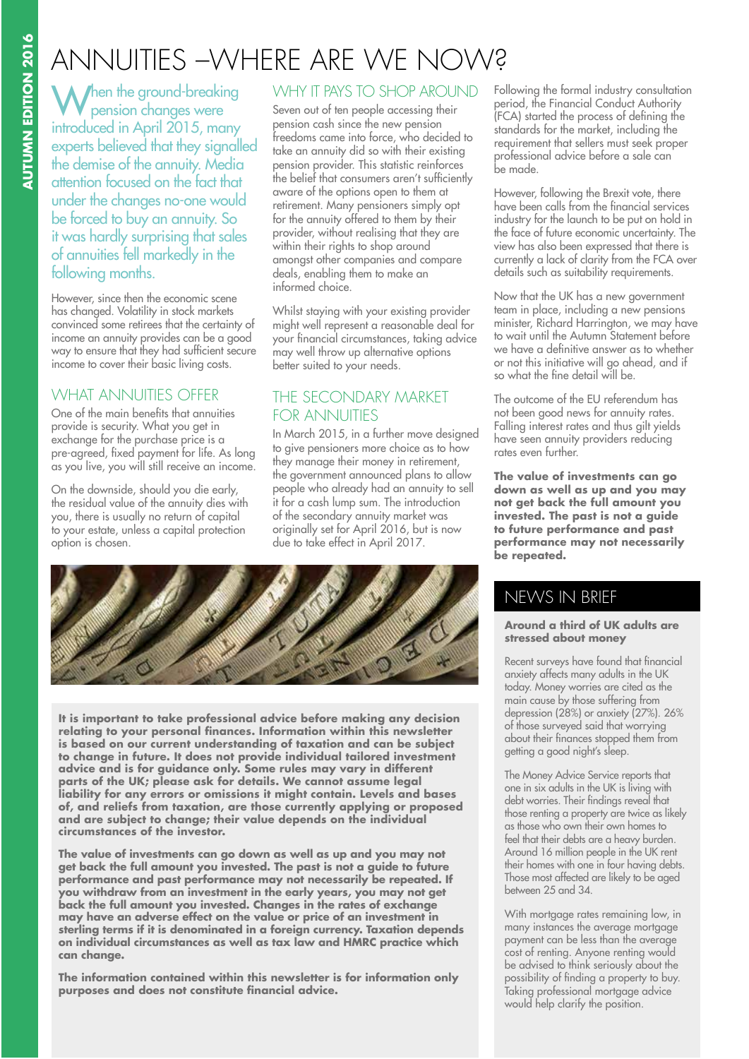# ANNUITIES – WHERE ARE WE NOW?

When the ground-breaking pension changes were introduced in April 2015, many experts believed that they signalled the demise of the annuity. Media attention focused on the fact that under the changes no-one would be forced to buy an annuity. So it was hardly surprising that sales of annuities fell markedly in the following months.

However, since then the economic scene has changed. Volatility in stock markets convinced some retirees that the certainty of income an annuity provides can be a good way to ensure that they had sufficient secure income to cover their basic living costs.

## WHAT ANNUITIES OFFER

One of the main benefits that annuities provide is security. What you get in exchange for the purchase price is a pre-agreed, fixed payment for life. As long as you live, you will still receive an income.

On the downside, should you die early, the residual value of the annuity dies with you, there is usually no return of capital to your estate, unless a capital protection option is chosen.

## WHY IT PAYS TO SHOP AROUND

Seven out of ten people accessing their pension cash since the new pension freedoms came into force, who decided to take an annuity did so with their existing pension provider. This statistic reinforces the belief that consumers aren't sufficiently aware of the options open to them at retirement. Many pensioners simply opt for the annuity offered to them by their provider, without realising that they are within their rights to shop around amongst other companies and compare deals, enabling them to make an informed choice.

Whilst staying with your existing provider might well represent a reasonable deal for your financial circumstances, taking advice may well throw up alternative options better suited to your needs.

## THE SECONDARY MARKET FOR ANNUITIES

In March 2015, in a further move designed to give pensioners more choice as to how they manage their money in retirement, the government announced plans to allow people who already had an annuity to sell it for a cash lump sum. The introduction of the secondary annuity market was originally set for April 2016, but is now due to take effect in April 2017.

Following the formal industry consultation period, the Financial Conduct Authority (FCA) started the process of defining the standards for the market, including the requirement that sellers must seek proper professional advice before a sale can be made.

However, following the Brexit vote, there have been calls from the financial services industry for the launch to be put on hold in the face of future economic uncertainty. The view has also been expressed that there is currently a lack of clarity from the FCA over details such as suitability requirements.

Now that the UK has a new government team in place, including a new pensions minister, Richard Harrington, we may have to wait until the Autumn Statement before we have a definitive answer as to whether or not this initiative will go ahead, and if so what the fine detail will be.

The outcome of the EU referendum has not been good news for annuity rates. Falling interest rates and thus gilt yields have seen annuity providers reducing rates even further.

**The value of investments can go down as well as up and you may not get back the full amount you invested. The past is not a guide to future performance and past performance may not necessarily be repeated.**

## NEWS IN BRIEF

### Around a third of UK adults are stressed about money

Recent surveys have found that financial anxiety affects many adults in the UK today. Money worries are cited as the main cause by those suffering from depression (28%) or anxiety (27%). 26% of those surveyed said that worrying about their finances stopped them from getting a good night's sleep.

The Money Advice Service reports that one in six adults in the UK is living with debt worries. Their findings reveal that those renting a property are twice as likely as those who own their own homes to feel that their debts are a heavy burden. Around 16 million people in the UK rent their homes with one in four having debts. Those most affected are likely to be aged between 25 and 34.

With mortgage rates remaining low, in many instances the average mortgage payment can be less than the average cost of renting. Anyone renting would be advised to think seriously about the possibility of finding a property to buy. Taking professional mortgage advice would help clarify the position.

**It is important to take professional advice before making any decision relating to your personal finances. Information within this newsletter is based on our current understanding of taxation and can be subject to change in future. It does not provide individual tailored investment advice and is for guidance only. Some rules may vary in different parts of the UK; please ask for details. We cannot assume legal liability for any errors or omissions it might contain. Levels and bases of, and reliefs from taxation, are those currently applying or proposed and are subject to change; their value depends on the individual circumstances of the investor.**

**The value of investments can go down as well as up and you may not get back the full amount you invested. The past is not a guide to future performance and past performance may not necessarily be repeated. If you withdraw from an investment in the early years, you may not get back the full amount you invested. Changes in the rates of exchange may have an adverse effect on the value or price of an investment in sterling terms if it is denominated in a foreign currency. Taxation depends on individual circumstances as well as tax law and HMRC practice which can change.**

**The information contained within this newsletter is for information only purposes and does not constitute financial advice.**